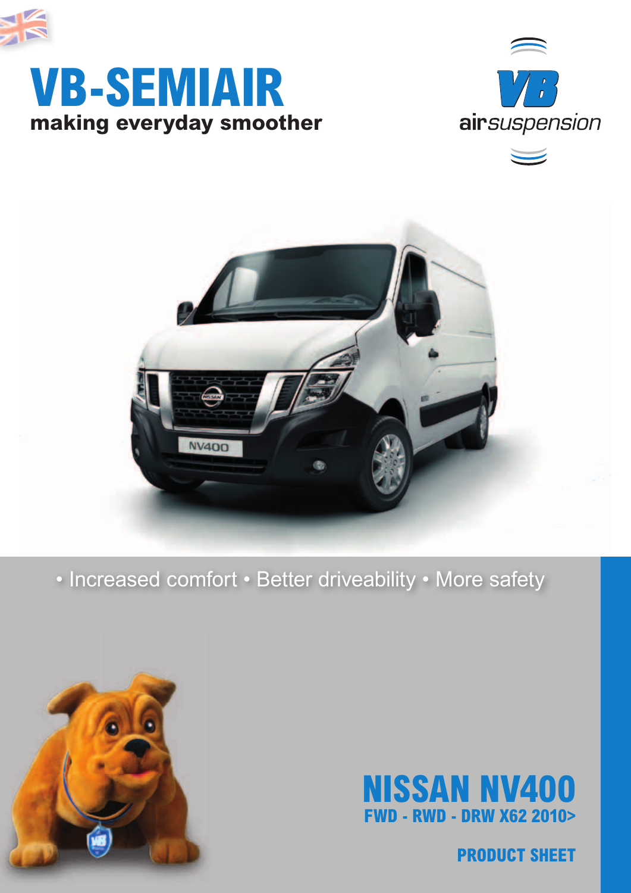# VB-SEMIAIR

**making everyday smoother**

VB airsuspension

• Increased comfort • Better driveability • More safety

## NISSAN NV400

**FWD - RWD - DRW X62 2010>**

**PRODUCT SHEET**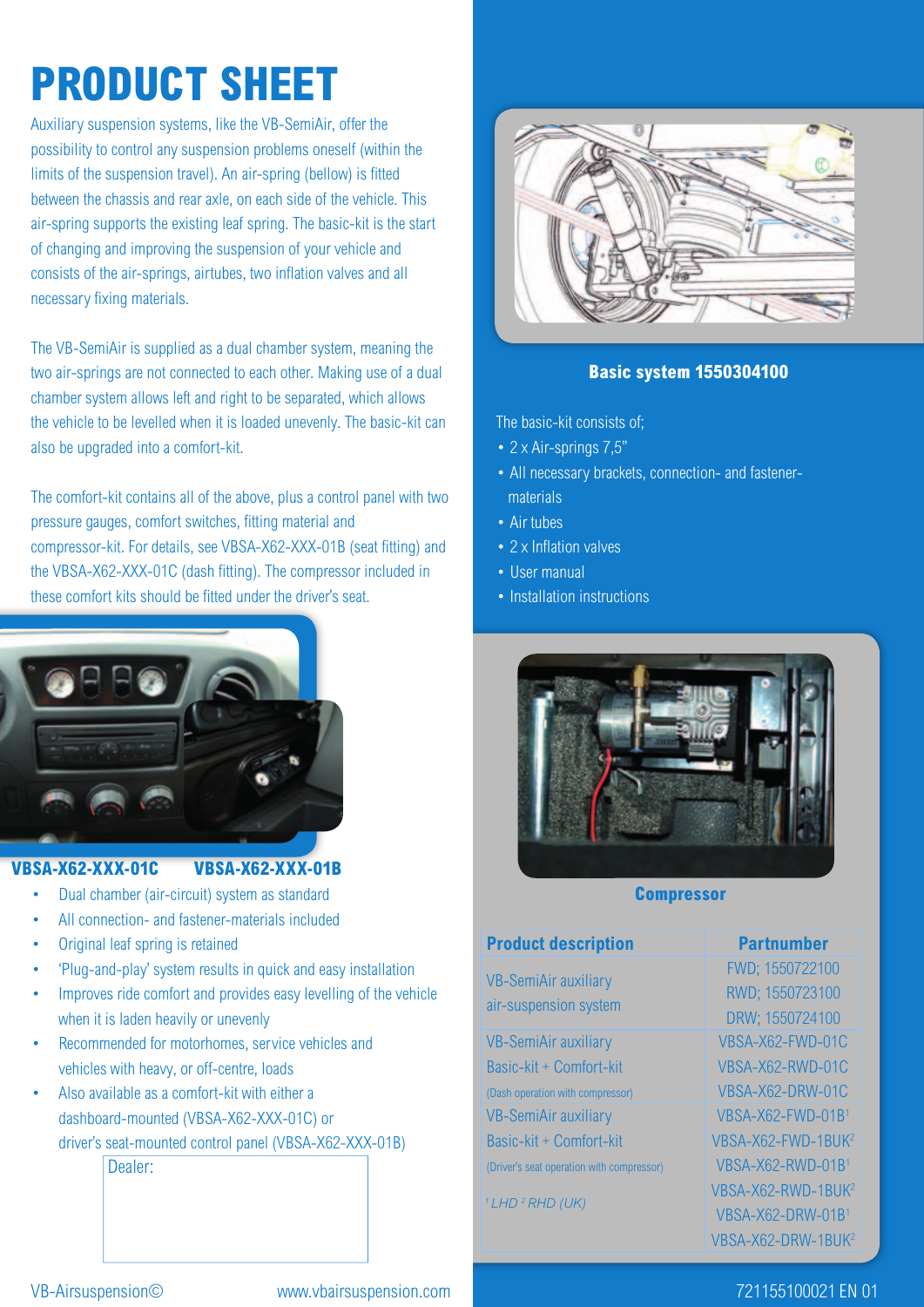# PRODUCT SHEET

Auxiliary suspension systems, like the VB-SemiAir, offer the possibility to control any suspension problems oneself (within the limits of the suspension travel). An air-spring (bellow) is fitted between the chassis and rear axle, on each side of the vehicle. This air-spring supports the existing leaf spring. The basic-kit is the start of changing and improving the suspension of your vehicle and consists of the air-springs, airtubes, two inflation valves and all necessary fixing materials.

The VB-SemiAir is supplied as a dual chamber system, meaning the two air-springs are not connected to each other. Making use of a dual chamber system allows left and right to be separated, which allows the vehicle to be levelled when it is loaded unevenly. The basic-kit can also be upgraded into a comfort-kit.

The comfort-kit contains all of the above, plus a control panel with two pressure gauges, comfort switches, fitting material and compressor-kit. For details, see VBSA-X62-XXX-01B (seat fitting) and the VBSA-X62-XXX-01C (dash fitting). The compressor included in these comfort kits should be fitted under the driver's seat.

**VBSA-X62-XXX-01C** **VBSA-X62-XXX-01B**

- Dual chamber (air-circuit) system as standard
- All connection- and fastener-materials included
- Original leaf spring is retained
- 'Plug-and-play' system results in quick and easy installation
- Improves ride comfort and provides easy levelling of the vehicle when it is laden heavily or unevenly
- Recommended for motorhomes, service vehicles and vehicles with heavy, or off-centre, loads
- Also available as a comfort-kit with either a dashboard-mounted (VBSA-X62-XXX-01C) or driver's seat-mounted control panel (VBSA-X62-XXX-01B)

Dealer:

**Basic system 1550304100**

The basic-kit consists of;

- 2 x Air-springs 7,5"
- All necessary brackets, connection- and fastener-materials
- Air tubes
- 2 x Inflation valves
- User manual
- Installation instructions

**Compressor**

| Product description | Partnumber |
|---|---|
| VB-SemiAir auxiliary air-suspension system | FWD; 1550722100<br>RWD; 1550723100<br>DRW; 1550724100 |
| VB-SemiAir auxiliary Basic-kit + Comfort-kit (Dash operation with compressor) | VBSA-X62-FWD-01C<br>VBSA-X62-RWD-01C<br>VBSA-X62-DRW-01C |
| VB-SemiAir auxiliary Basic-kit + Comfort-kit (Driver's seat operation with compressor)<br><br>*[1] LHD [2] RHD (UK)* | VBSA-X62-FWD-01B[1]<br>VBSA-X62-FWD-1BUK[2]<br>VBSA-X62-RWD-01B[1]<br>VBSA-X62-RWD-1BUK[2]<br>VBSA-X62-DRW-01B[1]<br>VBSA-X62-DRW-1BUK[2] |

VB-Airsuspension© www.vbairsuspension.com

721155100021 EN 01